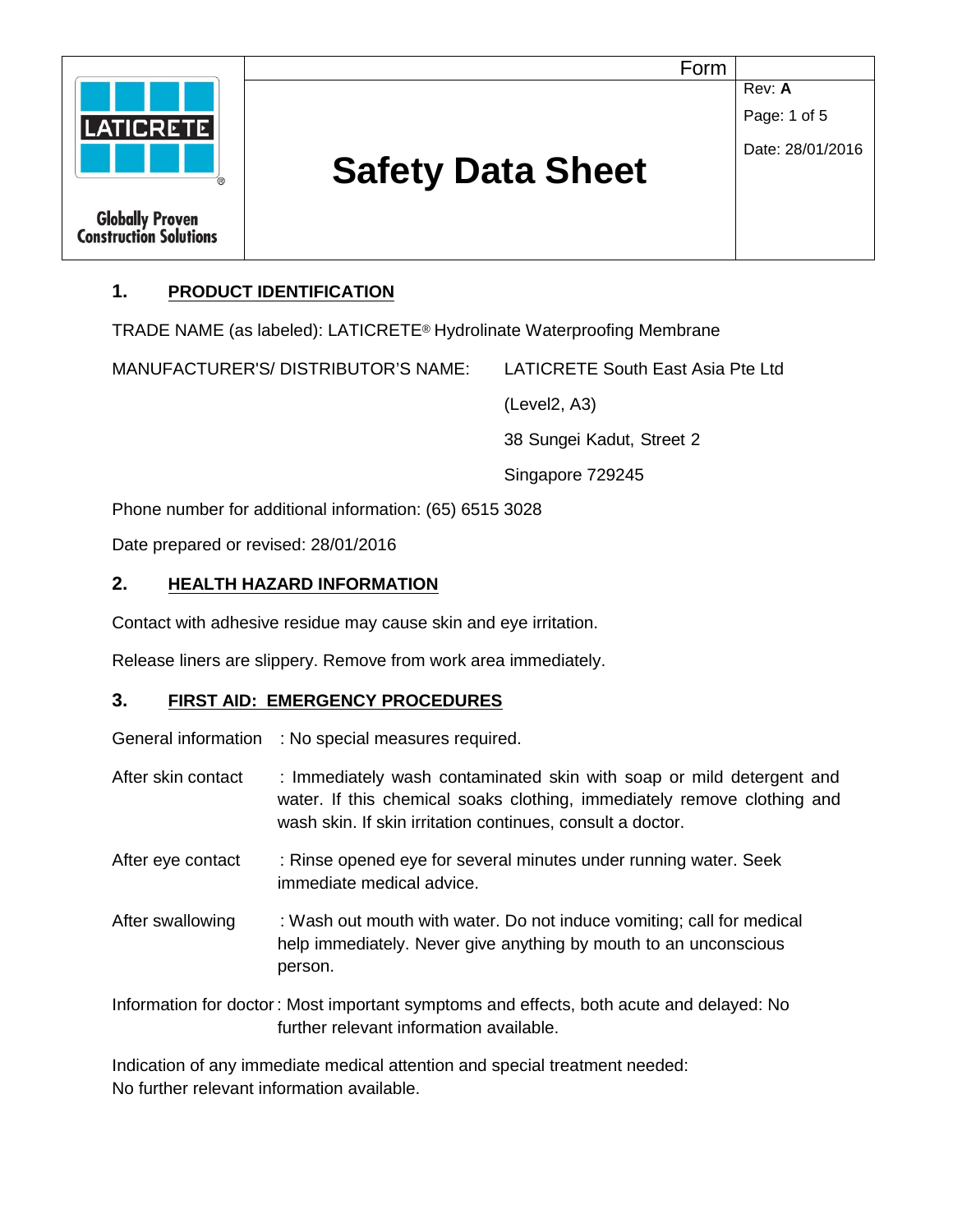# Safety Data Sheet

Form

Rev: **A**

Date: 28/01/2016

## 1. PRODUCT IDENTIFICATION

TRADE NAME (as labeled): LATICRETE® Hydrolinate Waterproofing Membrane

MANUFACTURER'S/ DISTRIBUTOR'S NAME: LATICRETE South East Asia Pte Ltd
(Level2, A3)
38 Sungei Kadut, Street 2
Singapore 729245

Phone number for additional information: (65) 6515 3028

Date prepared or revised: 28/01/2016

## 2. HEALTH HAZARD INFORMATION

Contact with adhesive residue may cause skin and eye irritation.

Release liners are slippery. Remove from work area immediately.

## 3. FIRST AID: EMERGENCY PROCEDURES

General information : No special measures required.

After skin contact : Immediately wash contaminated skin with soap or mild detergent and water. If this chemical soaks clothing, immediately remove clothing and wash skin. If skin irritation continues, consult a doctor.

After eye contact : Rinse opened eye for several minutes under running water. Seek immediate medical advice.

After swallowing : Wash out mouth with water. Do not induce vomiting; call for medical help immediately. Never give anything by mouth to an unconscious person.

Information for doctor : Most important symptoms and effects, both acute and delayed: No further relevant information available.

Indication of any immediate medical attention and special treatment needed:
No further relevant information available.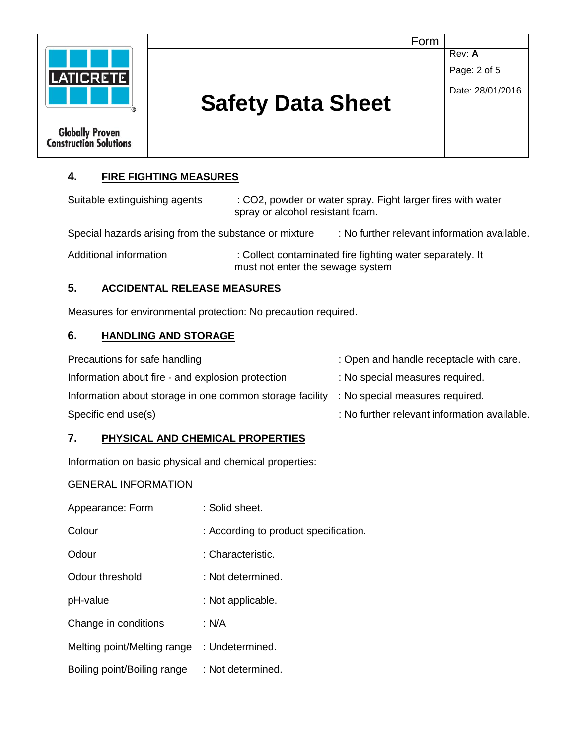## 4. FIRE FIGHTING MEASURES

Suitable extinguishing agents : $CO_2$, powder or water spray. Fight larger fires with water spray or alcohol resistant foam.

Special hazards arising from the substance or mixture : No further relevant information available.

Additional information : Collect contaminated fire fighting water separately. It must not enter the sewage system

## 5. ACCIDENTAL RELEASE MEASURES

Measures for environmental protection: No precaution required.

## 6. HANDLING AND STORAGE

| | |
|---|---|
| Precautions for safe handling | : Open and handle receptacle with care. |
| Information about fire - and explosion protection | : No special measures required. |
| Information about storage in one common storage facility | : No special measures required. |
| Specific end use(s) | : No further relevant information available. |

## 7. PHYSICAL AND CHEMICAL PROPERTIES

Information on basic physical and chemical properties:

GENERAL INFORMATION

| | |
|---|---|
| Appearance: Form | : Solid sheet. |
| Colour | : According to product specification. |
| Odour | : Characteristic. |
| Odour threshold | : Not determined. |
| pH-value | : Not applicable. |
| Change in conditions | : N/A |
| Melting point/Melting range | : Undetermined. |
| Boiling point/Boiling range | : Not determined. |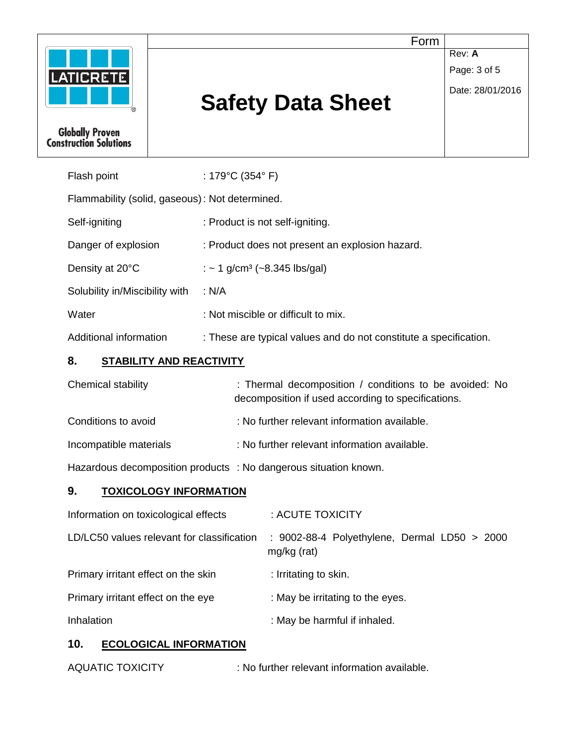| | |
|---|---|
| Flash point | : 179°C (354° F) |
| Flammability (solid, gaseous) | : Not determined. |
| Self-igniting | : Product is not self-igniting. |
| Danger of explosion | : Product does not present an explosion hazard. |
| Density at 20°C | : ~ 1 g/cm³ (~8.345 lbs/gal) |
| Solubility in/Miscibility with | : N/A |
| Water | : Not miscible or difficult to mix. |
| Additional information | : These are typical values and do not constitute a specification. |

## 8. STABILITY AND REACTIVITY

| | |
|---|---|
| Chemical stability | : Thermal decomposition / conditions to be avoided: No decomposition if used according to specifications. |
| Conditions to avoid | : No further relevant information available. |
| Incompatible materials | : No further relevant information available. |
| Hazardous decomposition products | : No dangerous situation known. |

## 9. TOXICOLOGY INFORMATION

| | |
|---|---|
| Information on toxicological effects | : ACUTE TOXICITY |
| LD/LC50 values relevant for classification | : 9002-88-4 Polyethylene, Dermal LD50 > 2000 mg/kg (rat) |
| Primary irritant effect on the skin | : Irritating to skin. |
| Primary irritant effect on the eye | : May be irritating to the eyes. |
| Inhalation | : May be harmful if inhaled. |

## 10. ECOLOGICAL INFORMATION

| | |
|---|---|
| AQUATIC TOXICITY | : No further relevant information available. |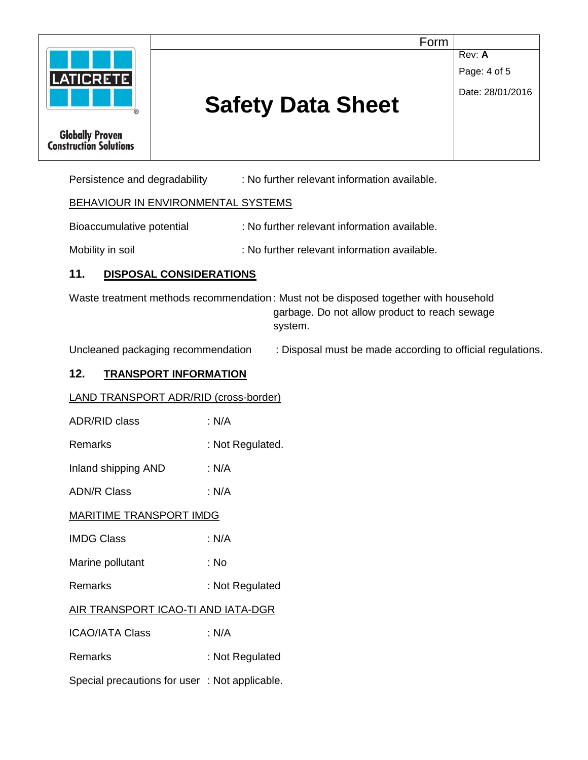Persistence and degradability : No further relevant information available.

BEHAVIOUR IN ENVIRONMENTAL SYSTEMS

Bioaccumulative potential : No further relevant information available.

Mobility in soil : No further relevant information available.

## 11. DISPOSAL CONSIDERATIONS

Waste treatment methods recommendation : Must not be disposed together with household garbage. Do not allow product to reach sewage system.

Uncleaned packaging recommendation : Disposal must be made according to official regulations.

## 12. TRANSPORT INFORMATION

LAND TRANSPORT ADR/RID (cross-border)

ADR/RID class : N/A

Remarks : Not Regulated.

Inland shipping AND : N/A

ADN/R Class : N/A

MARITIME TRANSPORT IMDG

IMDG Class : N/A

Marine pollutant : No

Remarks : Not Regulated

AIR TRANSPORT ICAO-TI AND IATA-DGR

ICAO/IATA Class : N/A

Remarks : Not Regulated

Special precautions for user : Not applicable.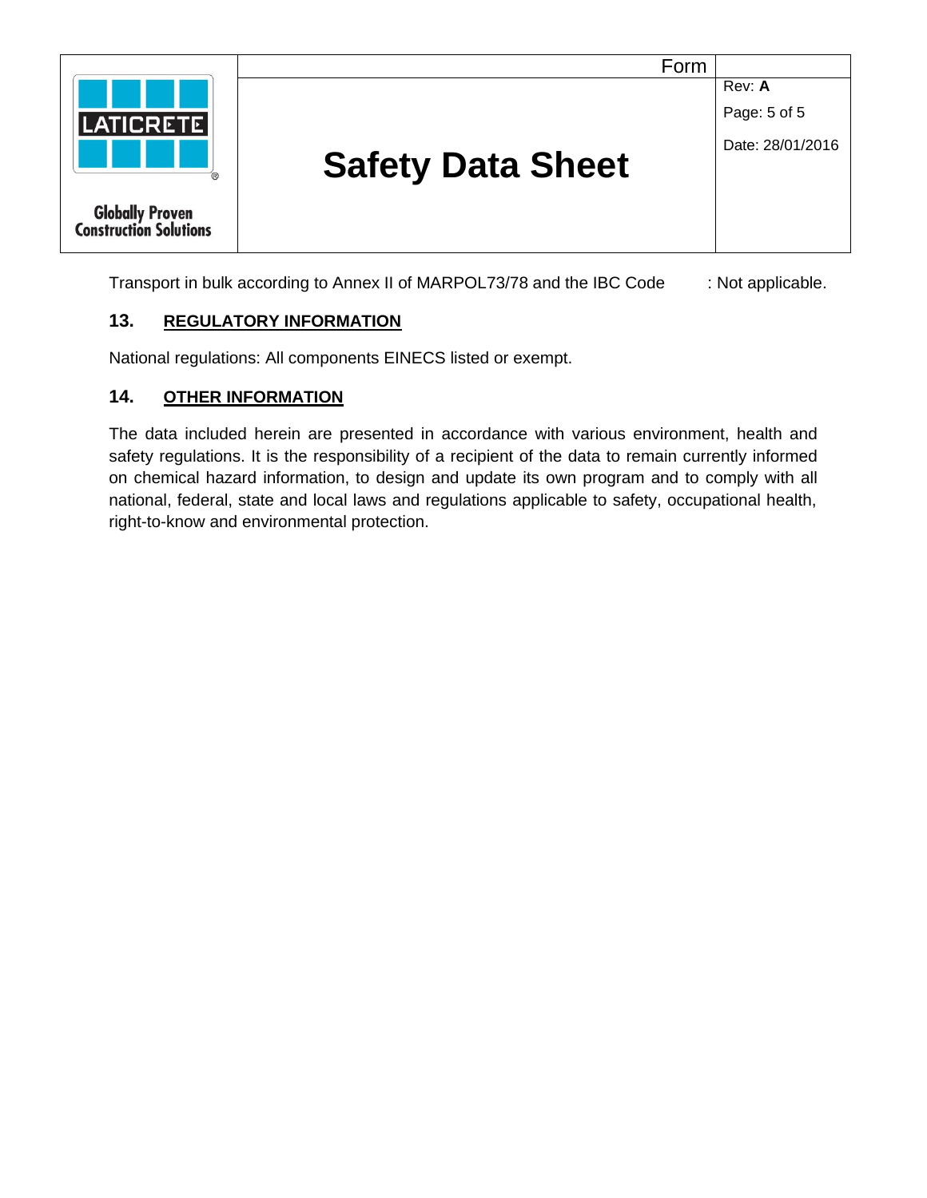Transport in bulk according to Annex II of MARPOL73/78 and the IBC Code : Not applicable.

## 13. REGULATORY INFORMATION

National regulations: All components EINECS listed or exempt.

## 14. OTHER INFORMATION

The data included herein are presented in accordance with various environment, health and safety regulations. It is the responsibility of a recipient of the data to remain currently informed on chemical hazard information, to design and update its own program and to comply with all national, federal, state and local laws and regulations applicable to safety, occupational health, right-to-know and environmental protection.